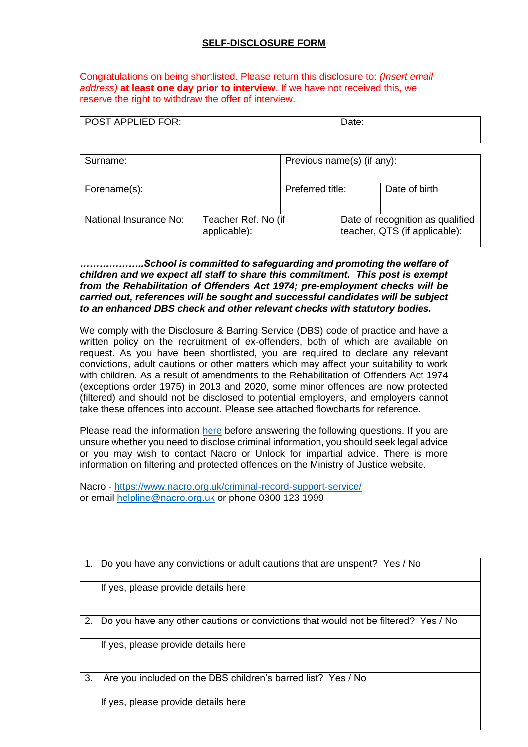## **SELF-DISCLOSURE FORM**

Congratulations on being shortlisted. Please return this disclosure to: *(Insert email address)* **at least one day prior to interview**. If we have not received this, we reserve the right to withdraw the offer of interview.

| POST APPLIED FOR: | Date: |
|---|---|

| Surname: | | Previous name(s) (if any): | |
|---|---|---|---|
| Forename(s): | | Preferred title: | Date of birth |
| National Insurance No: | Teacher Ref. No (if applicable): | | Date of recognition as qualified teacher, QTS (if applicable): |

***………………..School is committed to safeguarding and promoting the welfare of children and we expect all staff to share this commitment. This post is exempt from the Rehabilitation of Offenders Act 1974; pre-employment checks will be carried out, references will be sought and successful candidates will be subject to an enhanced DBS check and other relevant checks with statutory bodies.***

We comply with the Disclosure & Barring Service (DBS) code of practice and have a written policy on the recruitment of ex-offenders, both of which are available on request. As you have been shortlisted, you are required to declare any relevant convictions, adult cautions or other matters which may affect your suitability to work with children. As a result of amendments to the Rehabilitation of Offenders Act 1974 (exceptions order 1975) in 2013 and 2020, some minor offences are now protected (filtered) and should not be disclosed to potential employers, and employers cannot take these offences into account. Please see attached flowcharts for reference.

Please read the information [here](here) before answering the following questions. If you are unsure whether you need to disclose criminal information, you should seek legal advice or you may wish to contact Nacro or Unlock for impartial advice. There is more information on filtering and protected offences on the Ministry of Justice website.

Nacro - [https://www.nacro.org.uk/criminal-record-support-service/](https://www.nacro.org.uk/criminal-record-support-service/)
or email [helpline@nacro.org.uk](mailto:helpline@nacro.org.uk) or phone 0300 123 1999

| 1. Do you have any convictions or adult cautions that are unspent? Yes / No |
|---|
| If yes, please provide details here |
| 2. Do you have any other cautions or convictions that would not be filtered? Yes / No |
| If yes, please provide details here |
| 3. Are you included on the DBS children's barred list? Yes / No |
| If yes, please provide details here |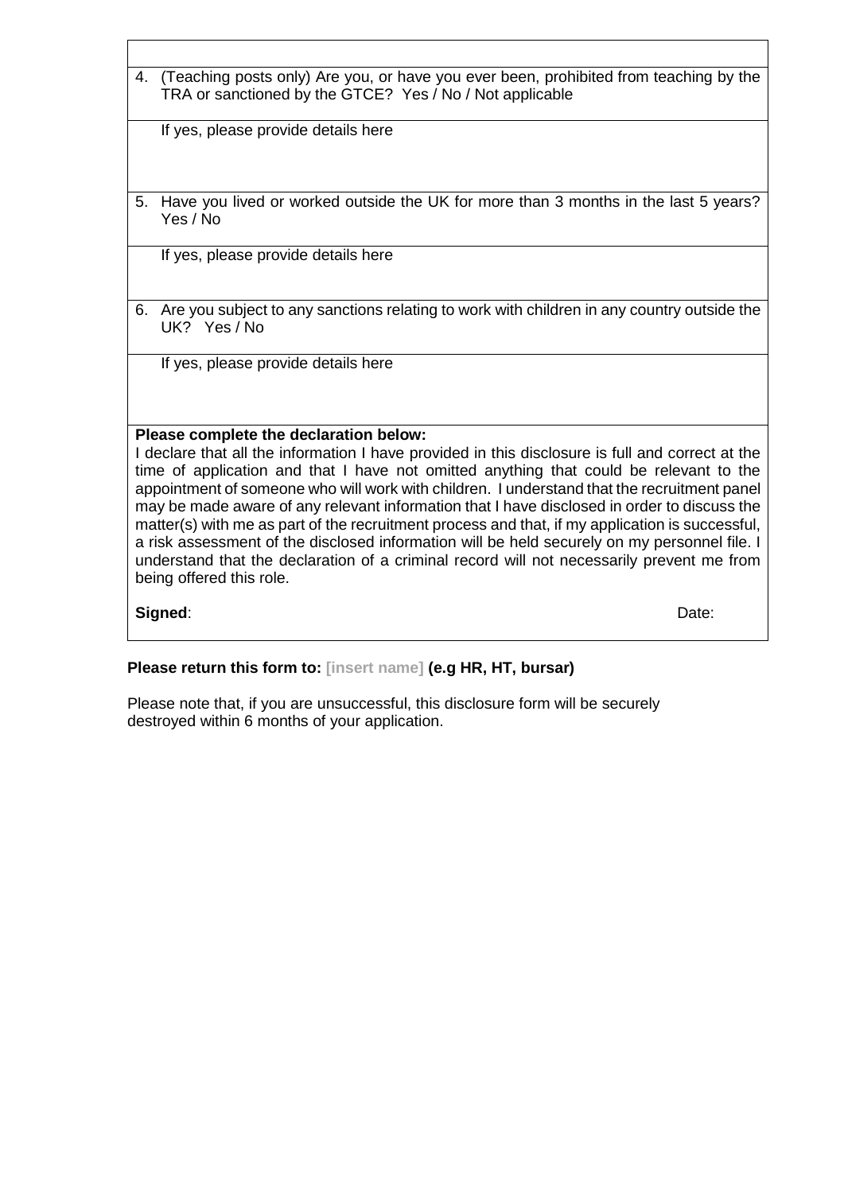4. (Teaching posts only) Are you, or have you ever been, prohibited from teaching by the TRA or sanctioned by the GTCE? Yes / No / Not applicable

   If yes, please provide details here

5. Have you lived or worked outside the UK for more than 3 months in the last 5 years? Yes / No

   If yes, please provide details here

6. Are you subject to any sanctions relating to work with children in any country outside the UK? Yes / No

   If yes, please provide details here

**Please complete the declaration below:**

I declare that all the information I have provided in this disclosure is full and correct at the time of application and that I have not omitted anything that could be relevant to the appointment of someone who will work with children. I understand that the recruitment panel may be made aware of any relevant information that I have disclosed in order to discuss the matter(s) with me as part of the recruitment process and that, if my application is successful, a risk assessment of the disclosed information will be held securely on my personnel file. I understand that the declaration of a criminal record will not necessarily prevent me from being offered this role.

**Signed**: Date:

**Please return this form to: [insert name] (e.g HR, HT, bursar)**

Please note that, if you are unsuccessful, this disclosure form will be securely destroyed within 6 months of your application.